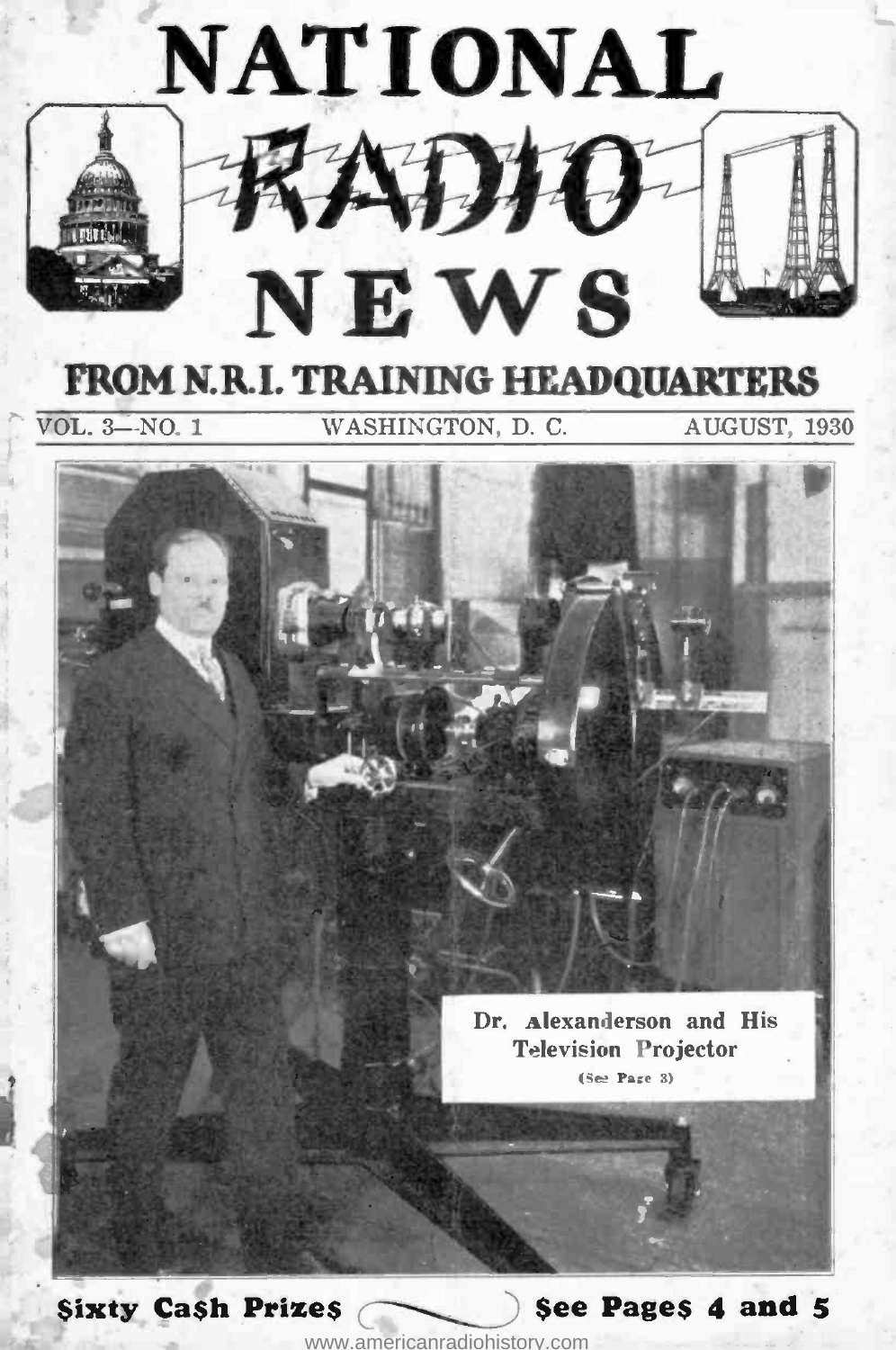# NATIONAL RADIO NEWS

## FROM N.R.I. TRAINING HEADQUARTERS

VOL. 3—NO. 1 WASHINGTON, D. C. AUGUST, 1930

Dr. Alexanderson and His Television Projector
(See Page 3)

**$ixty Ca$h Prize$** — **$ee Page$ 4 and 5**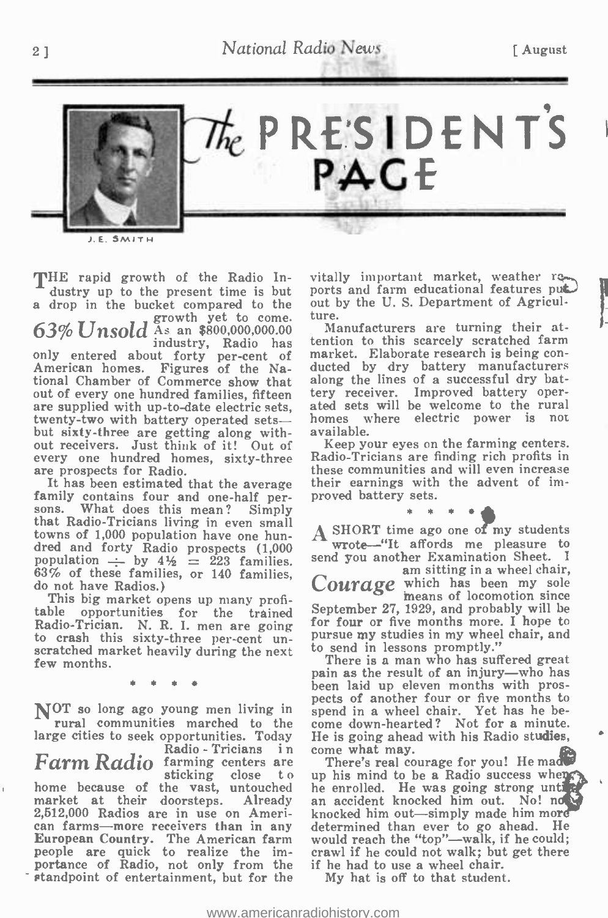# The PRESIDENT'S PAGE

J. E. SMITH

THE rapid growth of the Radio Industry up to the present time is but a drop in the bucket compared to the growth yet to come.

## 63% Unsold

As an $800,000,000.00 industry, Radio has only entered about forty per-cent of American homes. Figures of the National Chamber of Commerce show that out of every one hundred families, fifteen are supplied with up-to-date electric sets, twenty-two with battery operated sets—but sixty-three are getting along without receivers. Just think of it! Out of every one hundred homes, sixty-three are prospects for Radio.

It has been estimated that the average family contains four and one-half persons. What does this mean? Simply that Radio-Tricians living in even small towns of 1,000 population have one hundred and forty Radio prospects (1,000 population ÷ by 4½ = 223 families. 63% of these families, or 140 families, do not have Radios.)

This big market opens up many profitable opportunities for the trained Radio-Trician. N. R. I. men are going to crash this sixty-three per-cent unscratched market heavily during the next few months.

\* \* \* \*

NOT so long ago young men living in rural communities marched to the large cities to seek opportunities. Today Radio-Tricians in farming centers are sticking close to home because of the vast, untouched market at their doorsteps.

## Farm Radio

Already 2,512,000 Radios are in use on American farms—more receivers than in any European Country. The American farm people are quick to realize the importance of Radio, not only from the standpoint of entertainment, but for the vitally important market, weather reports and farm educational features put out by the U. S. Department of Agriculture.

Manufacturers are turning their attention to this scarcely scratched farm market. Elaborate research is being conducted by dry battery manufacturers along the lines of a successful dry battery receiver. Improved battery operated sets will be welcome to the rural homes where electric power is not available.

Keep your eyes on the farming centers. Radio-Tricians are finding rich profits in these communities and will even increase their earnings with the advent of improved battery sets.

\* \* \* \*

A SHORT time ago one of my students wrote—"It affords me pleasure to send you another Examination Sheet. I am sitting in a wheel chair, which has been my sole means of locomotion since September 27, 1929, and probably will be for four or five months more. I hope to pursue my studies in my wheel chair, and to send in lessons promptly."

## Courage

There is a man who has suffered great pain as the result of an injury—who has been laid up eleven months with prospects of another four or five months to spend in a wheel chair. Yet has he become down-hearted? Not for a minute. He is going ahead with his Radio studies, come what may.

There's real courage for you! He made up his mind to be a Radio success when he enrolled. He was going strong until an accident knocked him out. No! not knocked him out—simply made him more determined than ever to go ahead. He would reach the "top"—walk, if he could; crawl if he could not walk; but get there if he had to use a wheel chair.

My hat is off to that student.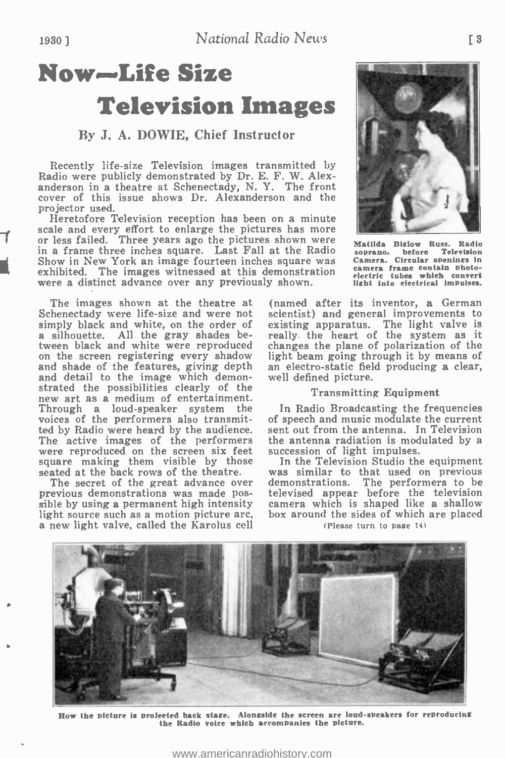# Now—Life Size Television Images

By J. A. DOWIE, Chief Instructor

Recently life-size Television images transmitted by Radio were publicly demonstrated by Dr. E. F. W. Alexanderson in a theatre at Schenectady, N. Y. The front cover of this issue shows Dr. Alexanderson and the projector used.

Heretofore Television reception has been on a minute scale and every effort to enlarge the pictures has more or less failed. Three years ago the pictures shown were in a frame three inches square. Last Fall at the Radio Show in New York an image fourteen inches square was exhibited. The images witnessed at this demonstration were a distinct advance over any previously shown.

Matilda Biglow Russ, Radio soprano, before Television Camera. Circular openings in camera frame contain photo-electric tubes which convert light into electrical impulses.

The images shown at the theatre at Schenectady were life-size and were not simply black and white, on the order of a silhouette. All the gray shades between black and white were reproduced on the screen registering every shadow and shade of the features, giving depth and detail to the image which demonstrated the possibilities clearly of the new art as a medium of entertainment. Through a loud-speaker system the voices of the performers also transmitted by Radio were heard by the audience. The active images of the performers were reproduced on the screen six feet square making them visible by those seated at the back rows of the theatre.

The secret of the great advance over previous demonstrations was made possible by using a permanent high intensity light source such as a motion picture arc, a new light valve, called the Karolus cell (named after its inventor, a German scientist) and general improvements to existing apparatus. The light valve is really the heart of the system as it changes the plane of polarization of the light beam going through it by means of an electro-static field producing a clear, well defined picture.

### Transmitting Equipment

In Radio Broadcasting the frequencies of speech and music modulate the current sent out from the antenna. In Television the antenna radiation is modulated by a succession of light impulses.

In the Television Studio the equipment was similar to that used on previous demonstrations. The performers to be televised appear before the television camera which is shaped like a shallow box around the sides of which are placed

(Please turn to page 14)

How the picture is projected back stage. Alongside the screen are loud-speakers for reproducing the Radio voice which accompanies the picture.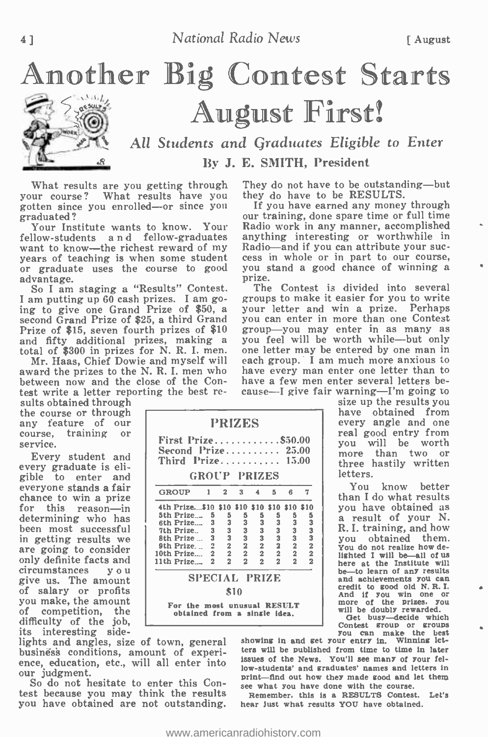# Another Big Contest Starts August First!

*All Students and Graduates Eligible to Enter*

By J. E. SMITH, President

What results are you getting through your course? What results have you gotten since you enrolled—or since you graduated?

Your Institute wants to know. Your fellow-students and fellow-graduates want to know—the richest reward of my years of teaching is when some student or graduate uses the course to good advantage.

So I am staging a "Results" Contest. I am putting up 60 cash prizes. I am going to give one Grand Prize of $50, a second Grand Prize of $25, a third Grand Prize of $15, seven fourth prizes of $10 and fifty additional prizes, making a total of $300 in prizes for N. R. I. men.

Mr. Haas, Chief Dowie and myself will award the prizes to the N. R. I. men who between now and the close of the Contest write a letter reporting the best results obtained through the course or through any feature of our course, training or service.

Every student and every graduate is eligible to enter and everyone stands a fair chance to win a prize for this reason—in determining who has been most successful in getting results we are going to consider only definite facts and circumstances you give us. The amount of salary or profits you make, the amount of competition, the difficulty of the job, its interesting sidelights and angles, size of town, general business conditions, amount of experience, education, etc., will all enter into our judgment.

So do not hesitate to enter this Contest because you may think the results you have obtained are not outstanding. They do not have to be outstanding—but they do have to be RESULTS.

If you have earned any money through our training, done spare time or full time Radio work in any manner, accomplished anything interesting or worthwhile in Radio—and if you can attribute your success in whole or in part to our course, you stand a good chance of winning a prize.

The Contest is divided into several groups to make it easier for you to write your letter and win a prize. Perhaps you can enter in more than one Contest group—you may enter in as many as you feel will be worth while—but only one letter may be entered by one man in each group. I am much more anxious to have every man enter one letter than to have a few men enter several letters because—I give fair warning—I'm going to size up the results you have obtained from every angle and one real good entry from you will be worth more than two or three hastily written letters.

**PRIZES**

First Prize............$50.00
Second Prize.......... 25.00
Third Prize........... 15.00

**GROUP PRIZES**

| GROUP | 1 | 2 | 3 | 4 | 5 | 6 | 7 |
|---|---|---|---|---|---|---|---|
| 4th Prize | $10 | $10 | $10 | $10 | $10 | $10 | $10 |
| 5th Prize | 5 | 5 | 5 | 5 | 5 | 5 | 5 |
| 6th Prize | 3 | 3 | 3 | 3 | 3 | 3 | 3 |
| 7th Prize | 3 | 3 | 3 | 3 | 3 | 3 | 3 |
| 8th Prize | 3 | 3 | 3 | 3 | 3 | 3 | 3 |
| 9th Prize | 2 | 2 | 2 | 2 | 2 | 2 | 2 |
| 10th Prize | 2 | 2 | 2 | 2 | 2 | 2 | 2 |
| 11th Prize | 2 | 2 | 2 | 2 | 2 | 2 | 2 |

**SPECIAL PRIZE**

**$10**

For the most unusual RESULT obtained from a single idea.

You know better than I do what results you have obtained as a result of your N. R. I. training, and how you obtained them. You do not realize how delighted I will be—all of us here at the Institute will be—to learn of any results and achievements you can credit to good old N. R. I. And if you win one or more of the prizes, you will be doubly rewarded.

Get busy—decide which Contest group or groups you can make the best showing in and get your entry in. Winning letters will be published from time to time in later issues of the News. You'll see many of your fellow-students' and graduates' names and letters in print—find out how they made good and let them see what you have done with the course.

Remember, this is a RESULTS Contest. Let's hear just what results YOU have obtained.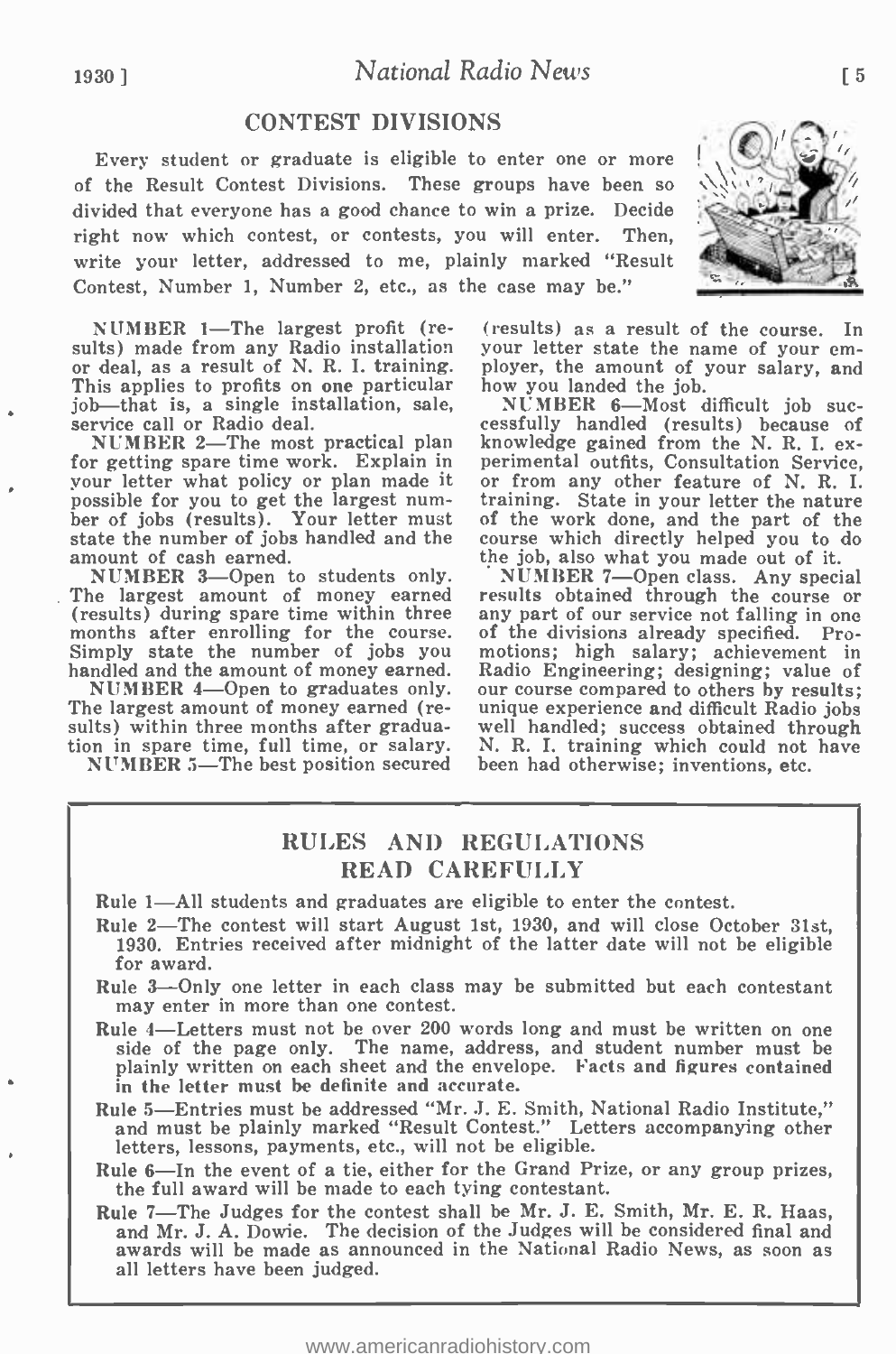## CONTEST DIVISIONS

Every student or graduate is eligible to enter one or more of the Result Contest Divisions. These groups have been so divided that everyone has a good chance to win a prize. Decide right now which contest, or contests, you will enter. Then, write your letter, addressed to me, plainly marked "Result Contest, Number 1, Number 2, etc., as the case may be."

NUMBER 1—The largest profit (results) made from any Radio installation or deal, as a result of N. R. I. training. This applies to profits on one particular job—that is, a single installation, sale, service call or Radio deal.

NUMBER 2—The most practical plan for getting spare time work. Explain in your letter what policy or plan made it possible for you to get the largest number of jobs (results). Your letter must state the number of jobs handled and the amount of cash earned.

NUMBER 3—Open to students only. The largest amount of money earned (results) during spare time within three months after enrolling for the course. Simply state the number of jobs you handled and the amount of money earned.

NUMBER 4—Open to graduates only. The largest amount of money earned (results) within three months after graduation in spare time, full time, or salary.

NUMBER 5—The best position secured (results) as a result of the course. In your letter state the name of your employer, the amount of your salary, and how you landed the job.

NUMBER 6—Most difficult job successfully handled (results) because of knowledge gained from the N. R. I. experimental outfits, Consultation Service, or from any other feature of N. R. I. training. State in your letter the nature of the work done, and the part of the course which directly helped you to do the job, also what you made out of it.

NUMBER 7—Open class. Any special results obtained through the course or any part of our service not falling in one of the divisions already specified. Promotions; high salary; achievement in Radio Engineering; designing; value of our course compared to others by results; unique experience and difficult Radio jobs well handled; success obtained through N. R. I. training which could not have been had otherwise; inventions, etc.

## RULES AND REGULATIONS
### READ CAREFULLY

Rule 1—All students and graduates are eligible to enter the contest.

Rule 2—The contest will start August 1st, 1930, and will close October 31st, 1930. Entries received after midnight of the latter date will not be eligible for award.

Rule 3—Only one letter in each class may be submitted but each contestant may enter in more than one contest.

Rule 4—Letters must not be over 200 words long and must be written on one side of the page only. The name, address, and student number must be plainly written on each sheet and the envelope. **Facts and figures contained in the letter must be definite and accurate.**

Rule 5—Entries must be addressed "Mr. J. E. Smith, National Radio Institute," and must be plainly marked "Result Contest." Letters accompanying other letters, lessons, payments, etc., will not be eligible.

Rule 6—In the event of a tie, either for the Grand Prize, or any group prizes, the full award will be made to each tying contestant.

Rule 7—The Judges for the contest shall be Mr. J. E. Smith, Mr. E. R. Haas, and Mr. J. A. Dowie. The decision of the Judges will be considered final and awards will be made as announced in the National Radio News, as soon as all letters have been judged.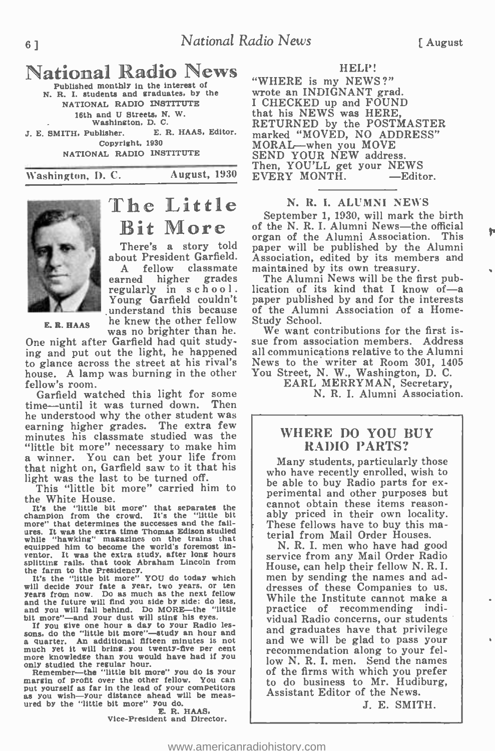# National Radio News

Published monthly in the interest of N. R. I. students and graduates, by the NATIONAL RADIO INSTITUTE
16th and U Streets, N. W.
Washington, D. C.

J. E. SMITH, Publisher. E. R. HAAS, Editor.

Copyright, 1930
NATIONAL RADIO INSTITUTE

Washington, D. C. August, 1930

## The Little Bit More

E. R. HAAS

There's a story told about President Garfield. A fellow classmate earned higher grades regularly in school. Young Garfield couldn't understand this because he knew the other fellow was no brighter than he. One night after Garfield had quit studying and put out the light, he happened to glance across the street at his rival's house. A lamp was burning in the other fellow's room.

Garfield watched this light for some time—until it was turned down. Then he understood why the other student was earning higher grades. The extra few minutes his classmate studied was the "little bit more" necessary to make him a winner. You can bet your life from that night on, Garfield saw to it that his light was the last to be turned off.

This "little bit more" carried him to the White House.

It's the "little bit more" that separates the champion from the crowd. It's the "little bit more" that determines the successes and the failures. It was the extra time Thomas Edison studied while "hawking" magazines on the trains that equipped him to become the world's foremost inventor. It was the extra study, after long hours splitting rails, that took Abraham Lincoln from the farm to the Presidency.

It's the "little bit more" YOU do today which will decide your fate a year, two years, or ten years from now. Do as much as the next fellow and the future will find you side by side; do less, and you will fall behind. Do MORE—the "little bit more"—and your dust will sting his eyes.

If you give one hour a day to your Radio lessons, do the "little bit more"—study an hour and a quarter. An additional fifteen minutes is not much yet it will bring you twenty-five per cent more knowledge than you would have had if you only studied the regular hour.

Remember—the "little bit more" you do is your margin of profit over the other fellow. You can put yourself as far in the lead of your competitors as you wish—your distance ahead will be measured by the "little bit more" you do.

E. R. HAAS,
Vice-President and Director.

---

HELP!

"WHERE is my NEWS?"
wrote an INDIGNANT grad.
I CHECKED up and FOUND
that his NEWS was HERE,
RETURNED by the POSTMASTER
marked "MOVED, NO ADDRESS"
MORAL—when you MOVE
SEND YOUR NEW address.
Then, YOU'LL get your NEWS
EVERY MONTH. —Editor.

---

### N. R. I. ALUMNI NEWS

September 1, 1930, will mark the birth of the N. R. I. Alumni News—the official organ of the Alumni Association. This paper will be published by the Alumni Association, edited by its members and maintained by its own treasury.

The Alumni News will be the first publication of its kind that I know of—a paper published by and for the interests of the Alumni Association of a Home-Study School.

We want contributions for the first issue from association members. Address all communications relative to the Alumni News to the writer at Room 301, 1405 You Street, N. W., Washington, D. C.

EARL MERRYMAN, Secretary,
N. R. I. Alumni Association.

---

### WHERE DO YOU BUY RADIO PARTS?

Many students, particularly those who have recently enrolled, wish to be able to buy Radio parts for experimental and other purposes but cannot obtain these items reasonably priced in their own locality. These fellows have to buy this material from Mail Order Houses.

N. R. I. men who have had good service from any Mail Order Radio House, can help their fellow N. R. I. men by sending the names and addresses of these Companies to us. While the Institute cannot make a practice of recommending individual Radio concerns, our students and graduates have that privilege and we will be glad to pass your recommendation along to your fellow N. R. I. men. Send the names of the firms with which you prefer to do business to Mr. Hudiburg, Assistant Editor of the News.

J. E. SMITH.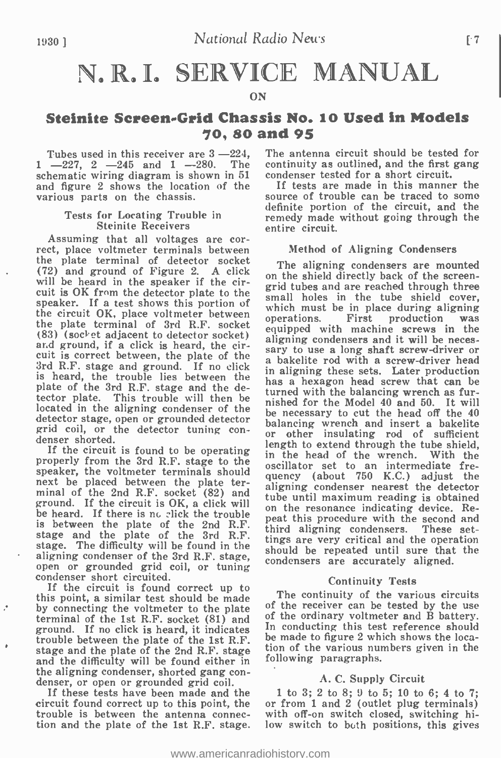# N. R. I. SERVICE MANUAL

ON

## Steinite Screen-Grid Chassis No. 10 Used in Models 70, 80 and 95

Tubes used in this receiver are 3 —224, 1 —227, 2 —245 and 1 —280. The schematic wiring diagram is shown in 51 and figure 2 shows the location of the various parts on the chassis.

### Tests for Locating Trouble in Steinite Receivers

Assuming that all voltages are correct, place voltmeter terminals between the plate terminal of detector socket (72) and ground of Figure 2. A click will be heard in the speaker if the circuit is OK from the detector plate to the speaker. If a test shows this portion of the circuit OK, place voltmeter between the plate terminal of 3rd R.F. socket (83) (socket adjacent to detector socket) and ground, if a click is heard, the circuit is correct between, the plate of the 3rd R.F. stage and ground. If no click is heard, the trouble lies between the plate of the 3rd R.F. stage and the detector plate. This trouble will then be located in the aligning condenser of the detector stage, open or grounded detector grid coil, or the detector tuning condenser shorted.

If the circuit is found to be operating properly from the 3rd R.F. stage to the speaker, the voltmeter terminals should next be placed between the plate terminal of the 2nd R.F. socket (82) and ground. If the circuit is OK, a click will be heard. If there is no click the trouble is between the plate of the 2nd R.F. stage and the plate of the 3rd R.F. stage. The difficulty will be found in the aligning condenser of the 3rd R.F. stage, open or grounded grid coil, or tuning condenser short circuited.

If the circuit is found correct up to this point, a similar test should be made by connecting the voltmeter to the plate terminal of the 1st R.F. socket (81) and ground. If no click is heard, it indicates trouble between the plate of the 1st R.F. stage and the plate of the 2nd R.F. stage and the difficulty will be found either in the aligning condenser, shorted gang condenser, or open or grounded grid coil.

If these tests have been made and the circuit found correct up to this point, the trouble is between the antenna connection and the plate of the 1st R.F. stage. The antenna circuit should be tested for continuity as outlined, and the first gang condenser tested for a short circuit.

If tests are made in this manner the source of trouble can be traced to some definite portion of the circuit, and the remedy made without going through the entire circuit.

### Method of Aligning Condensers

The aligning condensers are mounted on the shield directly back of the screen-grid tubes and are reached through three small holes in the tube shield cover, which must be in place during aligning operations. First production was equipped with machine screws in the aligning condensers and it will be necessary to use a long shaft screw-driver or a bakelite rod with a screw-driver head in aligning these sets. Later production has a hexagon head screw that can be turned with the balancing wrench as furnished for the Model 40 and 50. It will be necessary to cut the head off the 40 balancing wrench and insert a bakelite or other insulating rod of sufficient length to extend through the tube shield, in the head of the wrench. With the oscillator set to an intermediate frequency (about 750 K.C.) adjust the aligning condenser nearest the detector tube until maximum reading is obtained on the resonance indicating device. Repeat this procedure with the second and third aligning condensers. These settings are very critical and the operation should be repeated until sure that the condensers are accurately aligned.

### Continuity Tests

The continuity of the various circuits of the receiver can be tested by the use of the ordinary voltmeter and B battery. In conducting this test reference should be made to figure 2 which shows the location of the various numbers given in the following paragraphs.

### A. C. Supply Circuit

1 to 3; 2 to 8; 9 to 5; 10 to 6; 4 to 7; or from 1 and 2 (outlet plug terminals) with off-on switch closed, switching hi-low switch to both positions, this gives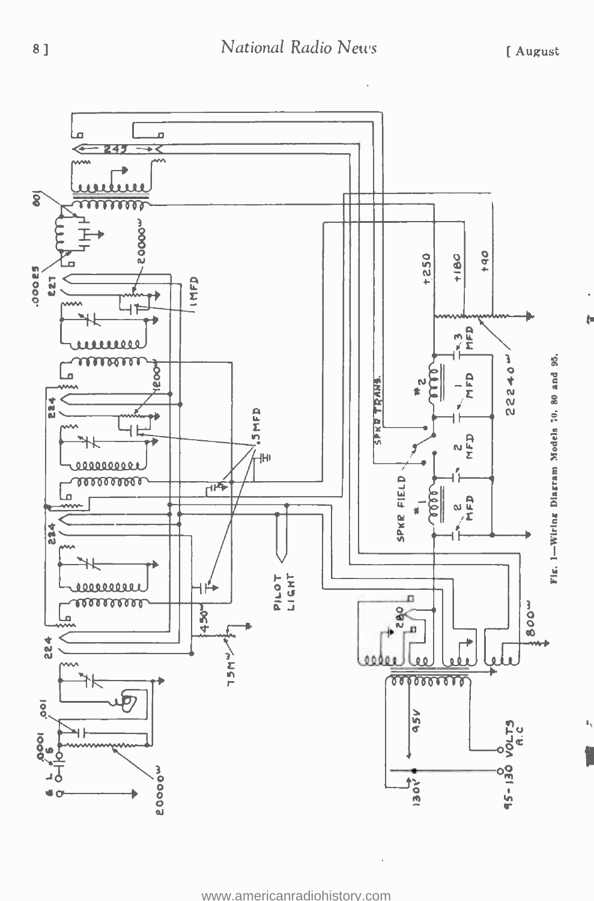Fig. 1—Wiring Diagram Models 70, 80 and 95.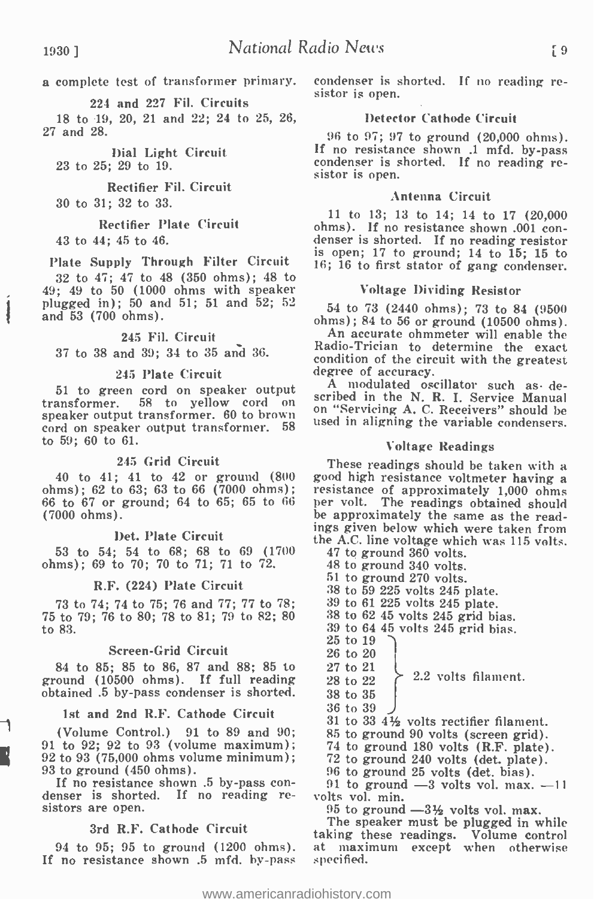a complete test of transformer primary.

### 224 and 227 Fil. Circuits

18 to 19, 20, 21 and 22; 24 to 25, 26, 27 and 28.

### Dial Light Circuit

23 to 25; 29 to 19.

### Rectifier Fil. Circuit

30 to 31; 32 to 33.

### Rectifier Plate Circuit

43 to 44; 45 to 46.

### Plate Supply Through Filter Circuit

32 to 47; 47 to 48 (350 ohms); 48 to 49; 49 to 50 (1000 ohms with speaker plugged in); 50 and 51; 51 and 52; 52 and 53 (700 ohms).

### 245 Fil. Circuit

37 to 38 and 39; 34 to 35 and 36.

### 245 Plate Circuit

51 to green cord on speaker output transformer. 58 to yellow cord on speaker output transformer. 60 to brown cord on speaker output transformer. 58 to 59; 60 to 61.

### 245 Grid Circuit

40 to 41; 41 to 42 or ground (800 ohms); 62 to 63; 63 to 66 (7000 ohms); 66 to 67 or ground; 64 to 65; 65 to 66 (7000 ohms).

### Det. Plate Circuit

53 to 54; 54 to 68; 68 to 69 (1700 ohms); 69 to 70; 70 to 71; 71 to 72.

### R.F. (224) Plate Circuit

73 to 74; 74 to 75; 76 and 77; 77 to 78; 75 to 79; 76 to 80; 78 to 81; 79 to 82; 80 to 83.

### Screen-Grid Circuit

84 to 85; 85 to 86, 87 and 88; 85 to ground (10500 ohms). If full reading obtained .5 by-pass condenser is shorted.

### 1st and 2nd R.F. Cathode Circuit

(Volume Control.) 91 to 89 and 90; 91 to 92; 92 to 93 (volume maximum); 92 to 93 (75,000 ohms volume minimum); 93 to ground (450 ohms).

If no resistance shown .5 by-pass condenser is shorted. If no reading resistors are open.

### 3rd R.F. Cathode Circuit

94 to 95; 95 to ground (1200 ohms). If no resistance shown .5 mfd. by-pass condenser is shorted. If no reading resistor is open.

### Detector Cathode Circuit

96 to 97; 97 to ground (20,000 ohms). If no resistance shown .1 mfd. by-pass condenser is shorted. If no reading resistor is open.

### Antenna Circuit

11 to 13; 13 to 14; 14 to 17 (20,000 ohms). If no resistance shown .001 condenser is shorted. If no reading resistor is open; 17 to ground; 14 to 15; 15 to 16; 16 to first stator of gang condenser.

### Voltage Dividing Resistor

54 to 73 (2440 ohms); 73 to 84 (9500 ohms); 84 to 56 or ground (10500 ohms).

An accurate ohmmeter will enable the Radio-Trician to determine the exact condition of the circuit with the greatest degree of accuracy.

A modulated oscillator such as described in the N. R. I. Service Manual on "Servicing A. C. Receivers" should be used in aligning the variable condensers.

### Voltage Readings

These readings should be taken with a good high resistance voltmeter having a resistance of approximately 1,000 ohms per volt. The readings obtained should be approximately the same as the readings given below which were taken from the A.C. line voltage which was 115 volts.

47 to ground 360 volts.
48 to ground 340 volts.
51 to ground 270 volts.
38 to 59 225 volts 245 plate.
39 to 61 225 volts 245 plate.
38 to 62 45 volts 245 grid bias.
39 to 64 45 volts 245 grid bias.
25 to 19, 26 to 20, 27 to 21, 28 to 22, 38 to 35, 36 to 39 — 2.2 volts filament.
31 to 33 4½ volts rectifier filament.
85 to ground 90 volts (screen grid).
74 to ground 180 volts (R.F. plate).
72 to ground 240 volts (det. plate).
96 to ground 25 volts (det. bias).
91 to ground —3 volts vol. max. —11 volts vol. min.
95 to ground —3½ volts vol. max.

The speaker must be plugged in while taking these readings. Volume control at maximum except when otherwise specified.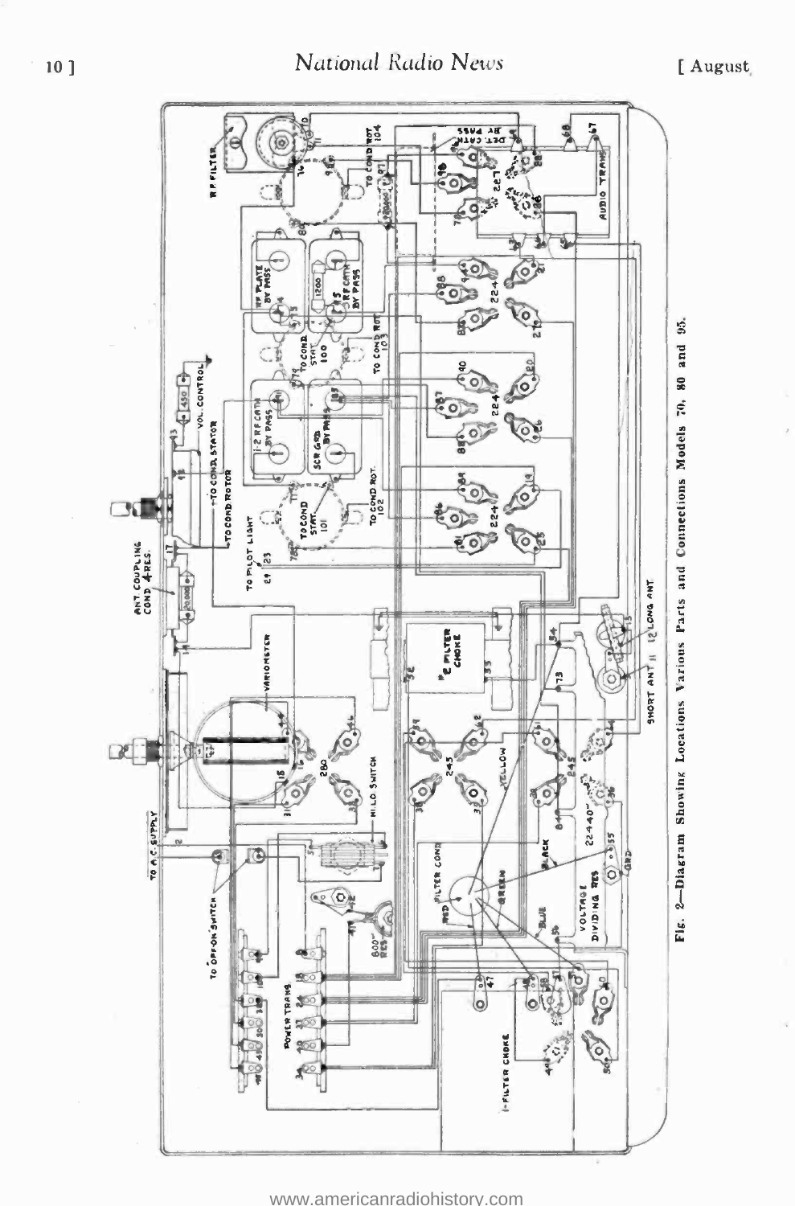Fig. 2—Diagram Showing Locations Various Parts and Connections Models 70, 80 and 95.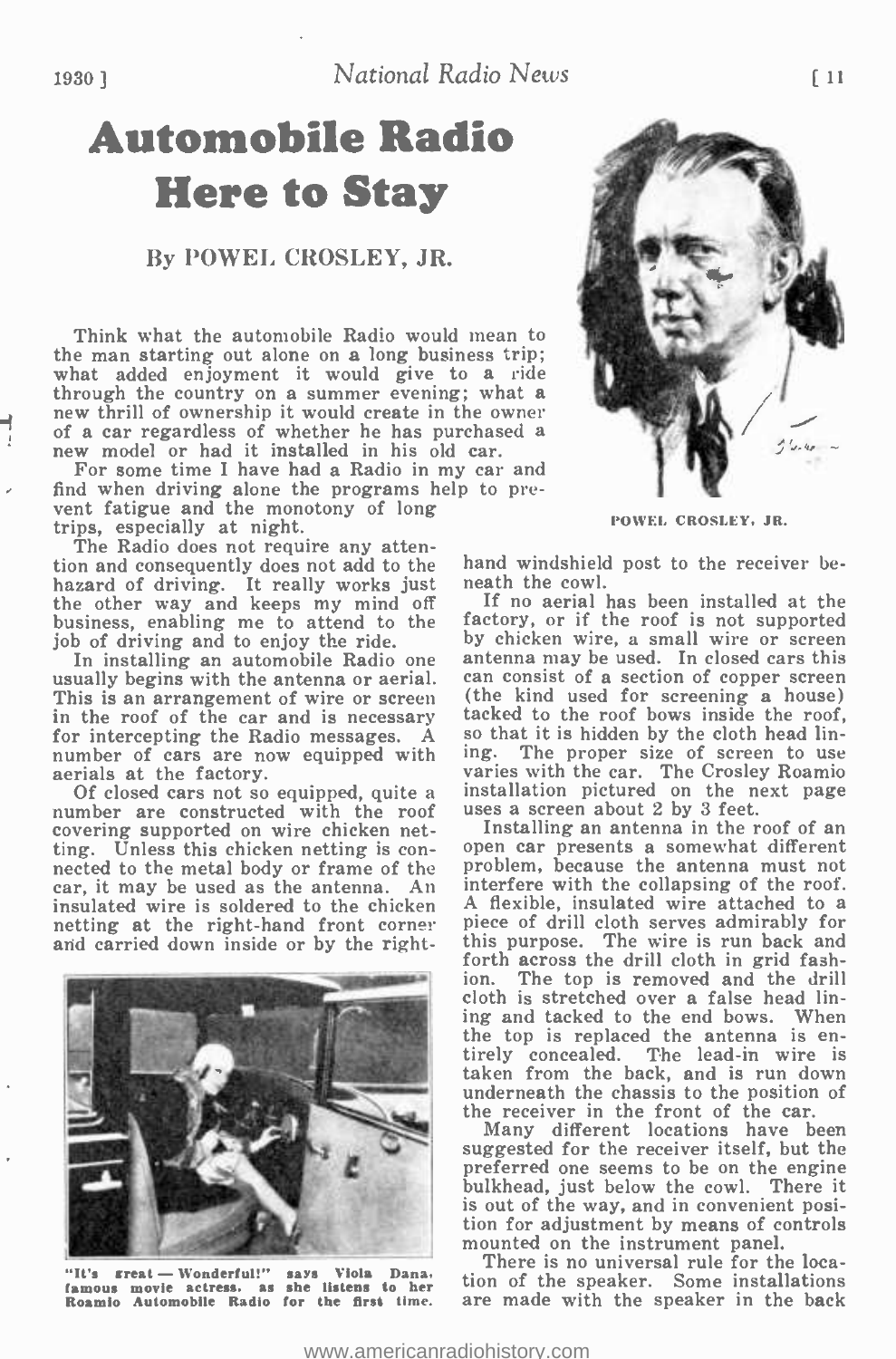# Automobile Radio Here to Stay

### By POWEL CROSLEY, JR.

Think what the automobile Radio would mean to the man starting out alone on a long business trip; what added enjoyment it would give to a ride through the country on a summer evening; what a new thrill of ownership it would create in the owner of a car regardless of whether he has purchased a new model or had it installed in his old car.

For some time I have had a Radio in my car and find when driving alone the programs help to prevent fatigue and the monotony of long trips, especially at night.

POWEL CROSLEY, JR.

The Radio does not require any attention and consequently does not add to the hazard of driving. It really works just the other way and keeps my mind off business, enabling me to attend to the job of driving and to enjoy the ride.

In installing an automobile Radio one usually begins with the antenna or aerial. This is an arrangement of wire or screen in the roof of the car and is necessary for intercepting the Radio messages. A number of cars are now equipped with aerials at the factory.

Of closed cars not so equipped, quite a number are constructed with the roof covering supported on wire chicken netting. Unless this chicken netting is connected to the metal body or frame of the car, it may be used as the antenna. An insulated wire is soldered to the chicken netting at the right-hand front corner and carried down inside or by the right-hand windshield post to the receiver beneath the cowl.

"It's great — Wonderful!" says Viola Dana, famous movie actress, as she listens to her Roamio Automobile Radio for the first time.

If no aerial has been installed at the factory, or if the roof is not supported by chicken wire, a small wire or screen antenna may be used. In closed cars this can consist of a section of copper screen (the kind used for screening a house) tacked to the roof bows inside the roof, so that it is hidden by the cloth head lining. The proper size of screen to use varies with the car. The Crosley Roamio installation pictured on the next page uses a screen about 2 by 3 feet.

Installing an antenna in the roof of an open car presents a somewhat different problem, because the antenna must not interfere with the collapsing of the roof. A flexible, insulated wire attached to a piece of drill cloth serves admirably for this purpose. The wire is run back and forth across the drill cloth in grid fashion. The top is removed and the drill cloth is stretched over a false head lining and tacked to the end bows. When the top is replaced the antenna is entirely concealed. The lead-in wire is taken from the back, and is run down underneath the chassis to the position of the receiver in the front of the car.

Many different locations have been suggested for the receiver itself, but the preferred one seems to be on the engine bulkhead, just below the cowl. There it is out of the way, and in convenient position for adjustment by means of controls mounted on the instrument panel.

There is no universal rule for the location of the speaker. Some installations are made with the speaker in the back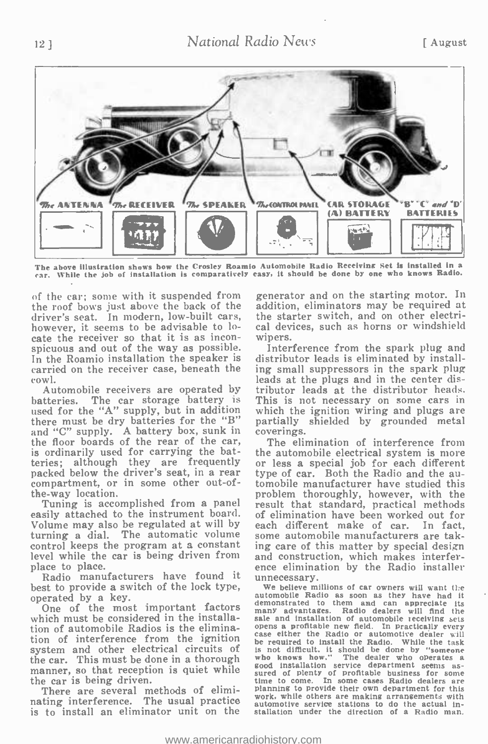The ANTENNA | The RECEIVER | The SPEAKER | The CONTROL PANEL | CAR STORAGE (A) BATTERY | "B" "C" and "D" BATTERIES

The above illustration shows how the Crosley Roamio Automobile Radio Receiving Set is installed in a car. While the job of installation is comparatively easy, it should be done by one who knows Radio.

of the car; some with it suspended from the roof bows just above the back of the driver's seat. In modern, low-built cars, however, it seems to be advisable to locate the receiver so that it is as inconspicuous and out of the way as possible. In the Roamio installation the speaker is carried on the receiver case, beneath the cowl.

Automobile receivers are operated by batteries. The car storage battery is used for the "A" supply, but in addition there must be dry batteries for the "B" and "C" supply. A battery box, sunk in the floor boards of the rear of the car, is ordinarily used for carrying the batteries; although they are frequently packed below the driver's seat, in a rear compartment, or in some other out-of-the-way location.

Tuning is accomplished from a panel easily attached to the instrument board. Volume may also be regulated at will by turning a dial. The automatic volume control keeps the program at a constant level while the car is being driven from place to place.

Radio manufacturers have found it best to provide a switch of the lock type, operated by a key.

One of the most important factors which must be considered in the installation of automobile Radios is the elimination of interference from the ignition system and other electrical circuits of the car. This must be done in a thorough manner, so that reception is quiet while the car is being driven.

There are several methods of eliminating interference. The usual practice is to install an eliminator unit on the generator and on the starting motor. In addition, eliminators may be required at the starter switch, and on other electrical devices, such as horns or windshield wipers.

Interference from the spark plug and distributor leads is eliminated by installing small suppressors in the spark plug leads at the plugs and in the center distributor leads at the distributor heads. This is not necessary on some cars in which the ignition wiring and plugs are partially shielded by grounded metal coverings.

The elimination of interference from the automobile electrical system is more or less a special job for each different type of car. Both the Radio and the automobile manufacturer have studied this problem thoroughly, however, with the result that standard, practical methods of elimination have been worked out for each different make of car. In fact, some automobile manufacturers are taking care of this matter by special design and construction, which makes interference elimination by the Radio installer unnecessary.

We believe millions of car owners will want the automobile Radio as soon as they have had it demonstrated to them and can appreciate its many advantages. Radio dealers will find the sale and installation of automobile receiving sets opens a profitable new field. In practically every case either the Radio or automotive dealer will be required to install the Radio. While the task is not difficult, it should be done by "someone who knows how." The dealer who operates a good installation service department seems assured of plenty of profitable business for some time to come. In some cases Radio dealers are planning to provide their own department for this work, while others are making arrangements with automotive service stations to do the actual installation under the direction of a Radio man.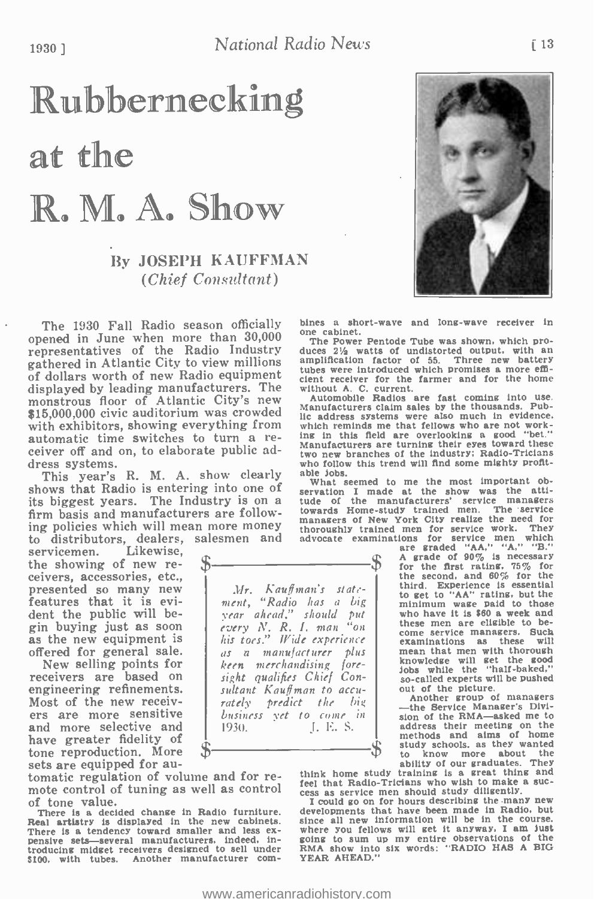# Rubbernecking at the R. M. A. Show

### By JOSEPH KAUFFMAN
*(Chief Consultant)*

The 1930 Fall Radio season officially opened in June when more than 30,000 representatives of the Radio Industry gathered in Atlantic City to view millions of dollars worth of new Radio equipment displayed by leading manufacturers. The monstrous floor of Atlantic City's new $15,000,000 civic auditorium was crowded with exhibitors, showing everything from automatic time switches to turn a receiver off and on, to elaborate public address systems.

This year's R. M. A. show clearly shows that Radio is entering into one of its biggest years. The Industry is on a firm basis and manufacturers are following policies which will mean more money to distributors, dealers, salesmen and servicemen. Likewise, the showing of new receivers, accessories, etc., presented so many new features that it is evident the public will begin buying just as soon as the new equipment is offered for general sale.

New selling points for receivers are based on engineering refinements. Most of the new receivers are more sensitive and more selective and have greater fidelity of tone reproduction. More sets are equipped for automatic regulation of volume and for remote control of tuning as well as control of tone value.

> *Mr. Kauffman's statement, "Radio has a big year ahead," should put every N. R. I. man "on his toes." Wide experience as a manufacturer plus keen merchandising foresight qualifies Chief Consultant Kauffman to accurately predict the big business yet to come in 1930.* J. E. S.

There is a decided change in Radio furniture. Real artistry is displayed in the new cabinets. There is a tendency toward smaller and less expensive sets—several manufacturers, indeed, introducing midget receivers designed to sell under $100, with tubes. Another manufacturer combines a short-wave and long-wave receiver in one cabinet.

The Power Pentode Tube was shown, which produces 2½ watts of undistorted output, with an amplification factor of 55. Three new battery tubes were introduced which promises a more efficient receiver for the farmer and for the home without A. C. current.

Automobile Radios are fast coming into use. Manufacturers claim sales by the thousands. Public address systems were also much in evidence, which reminds me that fellows who are not working in this field are overlooking a good "bet." Manufacturers are turning their eyes toward these two new branches of the industry; Radio-Tricians who follow this trend will find some mighty profitable jobs.

What seemed to me the most important observation I made at the show was the attitude of the manufacturers' service managers towards Home-study trained men. The service managers of New York City realize the need for thoroughly trained men for service work. They advocate examinations for service men which are graded "AA," "A," "B." A grade of 90% is necessary for the first rating, 75% for the second, and 60% for the third. Experience is essential to get to "AA" rating, but the minimum wage paid to those who have it is $60 a week and these men are eligible to become service managers. Such examinations as these will mean that men with thorough knowledge will get the good jobs while the "half-baked," so-called experts will be pushed out of the picture.

Another group of managers—the Service Manager's Division of the RMA—asked me to address their meeting on the methods and aims of home study schools, as they wanted to know more about the ability of our graduates. They think home study training is a great thing and feel that Radio-Tricians who wish to make a success as service men should study diligently.

I could go on for hours describing the many new developments that have been made in Radio, but since all new information will be in the course, where you fellows will get it anyway, I am just going to sum up my entire observations of the RMA show into six words: "RADIO HAS A BIG YEAR AHEAD."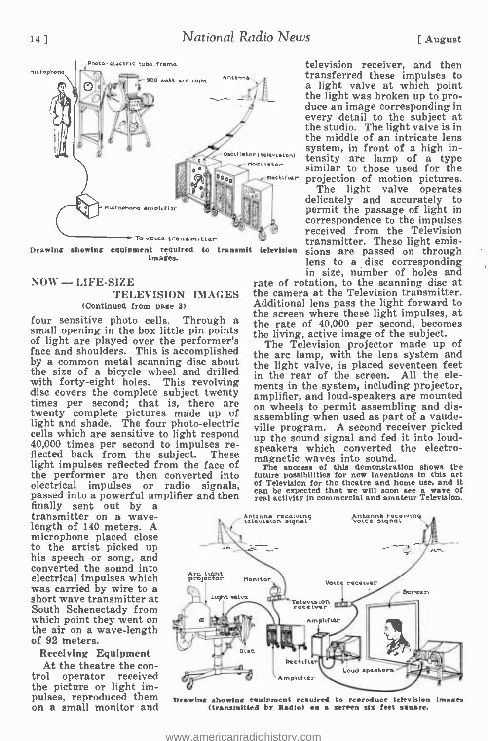Drawing showing equipment required to transmit television images.

## NOW — LIFE-SIZE TELEVISION IMAGES

(Continued from page 3)

four sensitive photo cells. Through a small opening in the box little pin points of light are played over the performer's face and shoulders. This is accomplished by a common metal scanning disc about the size of a bicycle wheel and drilled with forty-eight holes. This revolving disc covers the complete subject twenty times per second; that is, there are twenty complete pictures made up of light and shade. The four photo-electric cells which are sensitive to light respond 40,000 times per second to impulses reflected back from the subject. These light impulses reflected from the face of the performer are then converted into electrical impulses or radio signals, passed into a powerful amplifier and then finally sent out by a transmitter on a wave-length of 140 meters. A microphone placed close to the artist picked up his speech or song, and converted the sound into electrical impulses which was carried by wire to a short wave transmitter at South Schenectady from which point they went on the air on a wave-length of 92 meters.

### Receiving Equipment

At the theatre the control operator received the picture or light impulses, reproduced them on a small monitor and television receiver, and then transferred these impulses to a light valve at which point the light was broken up to produce an image corresponding in every detail to the subject at the studio. The light valve is in the middle of an intricate lens system, in front of a high intensity arc lamp of a type similar to those used for the projection of motion pictures.

The light valve operates delicately and accurately to permit the passage of light in correspondence to the impulses received from the Television transmitter. These light emissions are passed on through lens to a disc corresponding in size, number of holes and rate of rotation, to the scanning disc at the camera at the Television transmitter. Additional lens pass the light forward to the screen where these light impulses, at the rate of 40,000 per second, becomes the living, active image of the subject.

The Television projector made up of the arc lamp, with the lens system and the light valve, is placed seventeen feet in the rear of the screen. All the elements in the system, including projector, amplifier, and loud-speakers are mounted on wheels to permit assembling and dis-assembling when used as part of a vaudeville program. A second receiver picked up the sound signal and fed it into loud-speakers which converted the electro-magnetic waves into sound.

**The success of this demonstration shows the future possibilities for new inventions in this art of Television for the theatre and home use, and it can be expected that we will soon see a wave of real activity in commercial and amateur Television.**

Drawing showing equipment required to reproduce television images (transmitted by Radio) on a screen six feet square.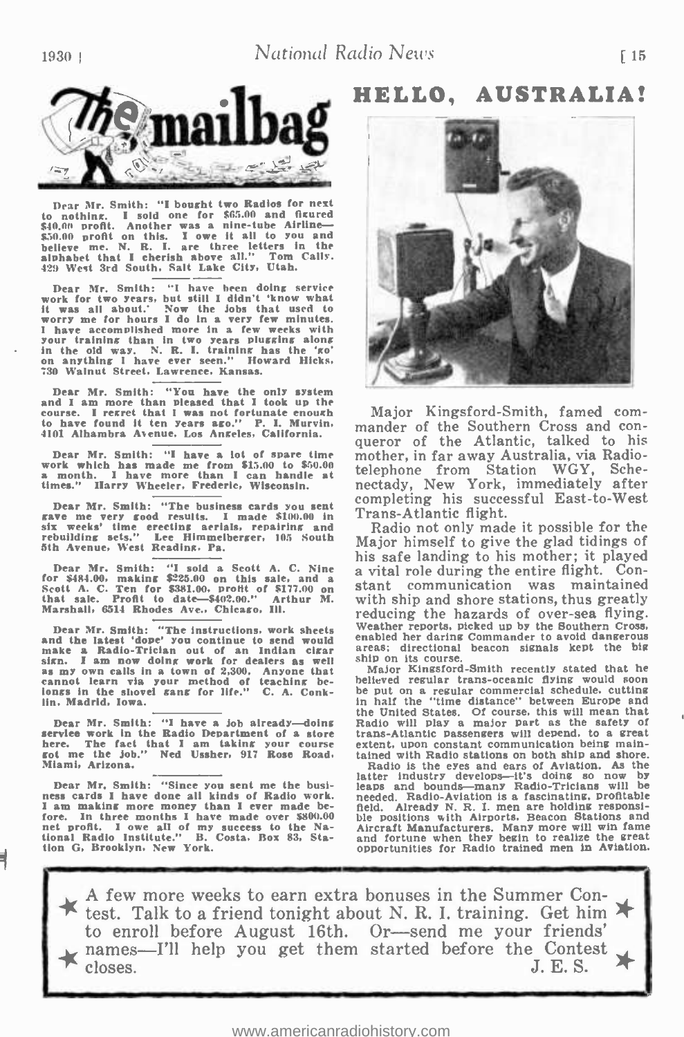# The mailbag

Dear Mr. Smith: "I bought two Radios for next to nothing. I sold one for $65.00 and figured $40.00 profit. Another was a nine-tube Airline—$50.00 profit on this. I owe it all to you and believe me. N. R. I. are three letters in the alphabet that I cherish above all." Tom Cally. 429 West 3rd South, Salt Lake City, Utah.

Dear Mr. Smith: "I have been doing service work for two years, but still I didn't 'know what it was all about.' Now the jobs that used to worry me for hours I do in a very few minutes. I have accomplished more in a few weeks with your training than in two years plugging along in the old way. N. R. I. training has the 'go' on anything I have ever seen." Howard Hicks. 730 Walnut Street, Lawrence, Kansas.

Dear Mr. Smith: "You have the only system and I am more than pleased that I took up the course. I regret that I was not fortunate enough to have found it ten years ago." P. I. Murvin. 4101 Alhambra Avenue, Los Angeles, California.

Dear Mr. Smith: "I have a lot of spare time work which has made me from $15.00 to $50.00 a month. I have more than I can handle at times." Harry Wheeler, Frederic, Wisconsin.

Dear Mr. Smith: "The business cards you sent gave me very good results. I made $100.00 in six weeks' time erecting aerials, repairing and rebuilding sets." Lee Himmelberger, 105 South 5th Avenue, West Reading, Pa.

Dear Mr. Smith: "I sold a Scott A. C. Nine for $484.00, making $225.00 on this sale, and a Scott A. C. Ten for $381.00, profit of $177.00 on that sale. Profit to date—$402.00." Arthur M. Marshall, 6514 Rhodes Ave., Chicago, Ill.

Dear Mr. Smith: "The instructions, work sheets and the latest 'dope' you continue to send would make a Radio-Trician out of an Indian cigar sign. I am now doing work for dealers as well as my own calls in a town of 2,300. Anyone that cannot learn via your method of teaching belongs in the shovel gang for life." C. A. Conklin, Madrid, Iowa.

Dear Mr. Smith: "I have a job already—doing service work in the Radio Department of a store here. The fact that I am taking your course got me the job." Ned Ussher, 917 Rose Road, Miami, Arizona.

Dear Mr. Smith: "Since you sent me the business cards I have done all kinds of Radio work. I am making more money than I ever made before. In three months I have made over $800.00 net profit. I owe all of my success to the National Radio Institute." B. Costa, Box 83, Station G, Brooklyn, New York.

# HELLO, AUSTRALIA!

Major Kingsford-Smith, famed commander of the Southern Cross and conqueror of the Atlantic, talked to his mother, in far away Australia, via Radio-telephone from Station WGY, Schenectady, New York, immediately after completing his successful East-to-West Trans-Atlantic flight.

Radio not only made it possible for the Major himself to give the glad tidings of his safe landing to his mother; it played a vital role during the entire flight. Constant communication was maintained with ship and shore stations, thus greatly reducing the hazards of over-sea flying. Weather reports, picked up by the Southern Cross, enabled her daring Commander to avoid dangerous areas; directional beacon signals kept the big ship on its course.

Major Kingsford-Smith recently stated that he believed regular trans-oceanic flying would soon be put on a regular commercial schedule, cutting in half the "time distance" between Europe and the United States. Of course, this will mean that Radio will play a major part as the safety of trans-Atlantic passengers will depend, to a great extent, upon constant communication being maintained with Radio stations on both ship and shore.

Radio is the eyes and ears of Aviation. As the latter industry develops—it's doing so now by leaps and bounds—many Radio-Tricians will be needed. Radio-Aviation is a fascinating, profitable field. Already N. R. I. men are holding responsible positions with Airports, Beacon Stations and Aircraft Manufacturers. Many more will win fame and fortune when they begin to realize the great opportunities for Radio trained men in Aviation.

---

★ A few more weeks to earn extra bonuses in the Summer Contest. Talk to a friend tonight about N. R. I. training. Get him to enroll before August 16th. Or—send me your friends' names—I'll help you get them started before the Contest closes. ★

J. E. S.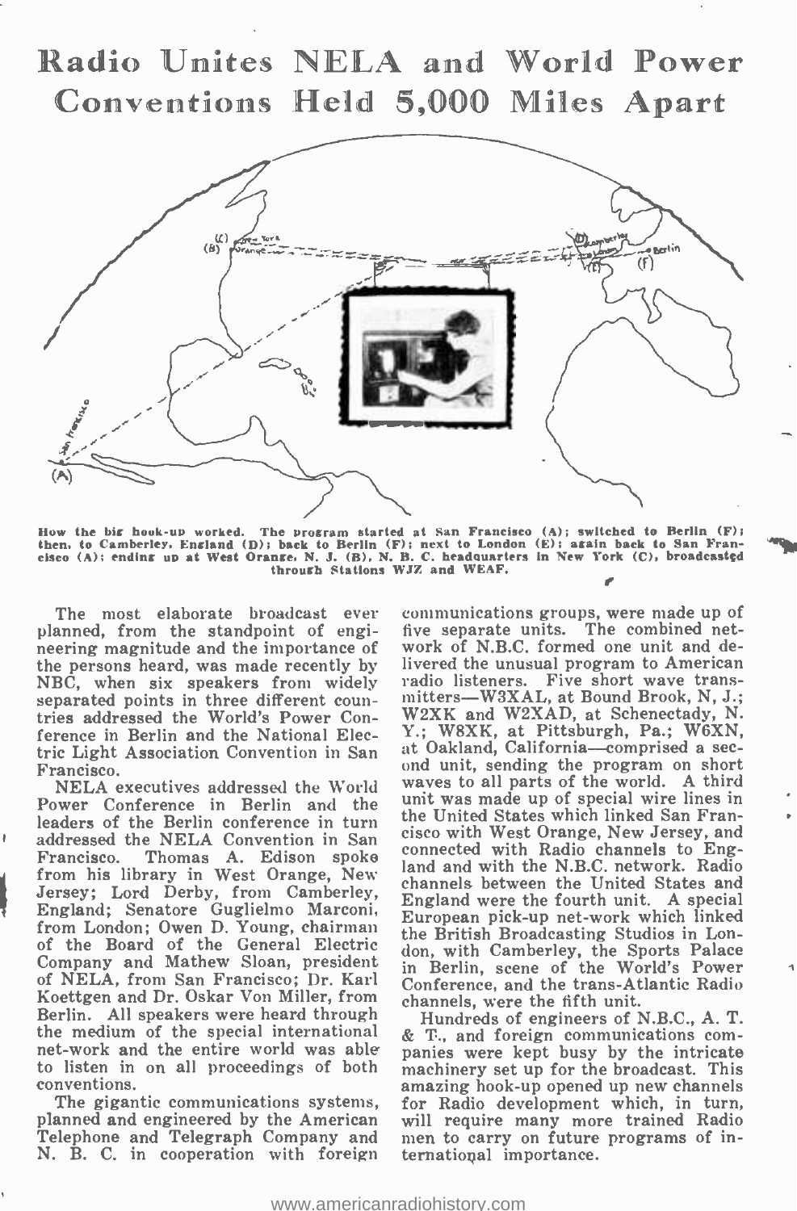# Radio Unites NELA and World Power Conventions Held 5,000 Miles Apart

(C) New York
(B) Orange
San Francisco
(A)
(D) Camberley
(E) London
(F) Berlin

How the big hook-up worked. The program started at San Francisco (A); switched to Berlin (F); then, to Camberley, England (D); back to Berlin (F); next to London (E); again back to San Francisco (A); ending up at West Orange, N. J. (B), N. B. C. headquarters in New York (C), broadcasted through Stations WJZ and WEAF.

The most elaborate broadcast ever planned, from the standpoint of engineering magnitude and the importance of the persons heard, was made recently by NBC, when six speakers from widely separated points in three different countries addressed the World's Power Conference in Berlin and the National Electric Light Association Convention in San Francisco.

NELA executives addressed the World Power Conference in Berlin and the leaders of the Berlin conference in turn addressed the NELA Convention in San Francisco. Thomas A. Edison spoke from his library in West Orange, New Jersey; Lord Derby, from Camberley, England; Senatore Guglielmo Marconi, from London; Owen D. Young, chairman of the Board of the General Electric Company and Mathew Sloan, president of NELA, from San Francisco; Dr. Karl Koettgen and Dr. Oskar Von Miller, from Berlin. All speakers were heard through the medium of the special international net-work and the entire world was able to listen in on all proceedings of both conventions.

The gigantic communications systems, planned and engineered by the American Telephone and Telegraph Company and N. B. C. in cooperation with foreign communications groups, were made up of five separate units. The combined network of N.B.C. formed one unit and delivered the unusual program to American radio listeners. Five short wave transmitters—W3XAL, at Bound Brook, N. J.; W2XK and W2XAD, at Schenectady, N. Y.; W8XK, at Pittsburgh, Pa.; W6XN, at Oakland, California—comprised a second unit, sending the program on short waves to all parts of the world. A third unit was made up of special wire lines in the United States which linked San Francisco with West Orange, New Jersey, and connected with Radio channels to England and with the N.B.C. network. Radio channels between the United States and England were the fourth unit. A special European pick-up net-work which linked the British Broadcasting Studios in London, with Camberley, the Sports Palace in Berlin, scene of the World's Power Conference, and the trans-Atlantic Radio channels, were the fifth unit.

Hundreds of engineers of N.B.C., A. T. & T., and foreign communications companies were kept busy by the intricate machinery set up for the broadcast. This amazing hook-up opened up new channels for Radio development which, in turn, will require many more trained Radio men to carry on future programs of international importance.